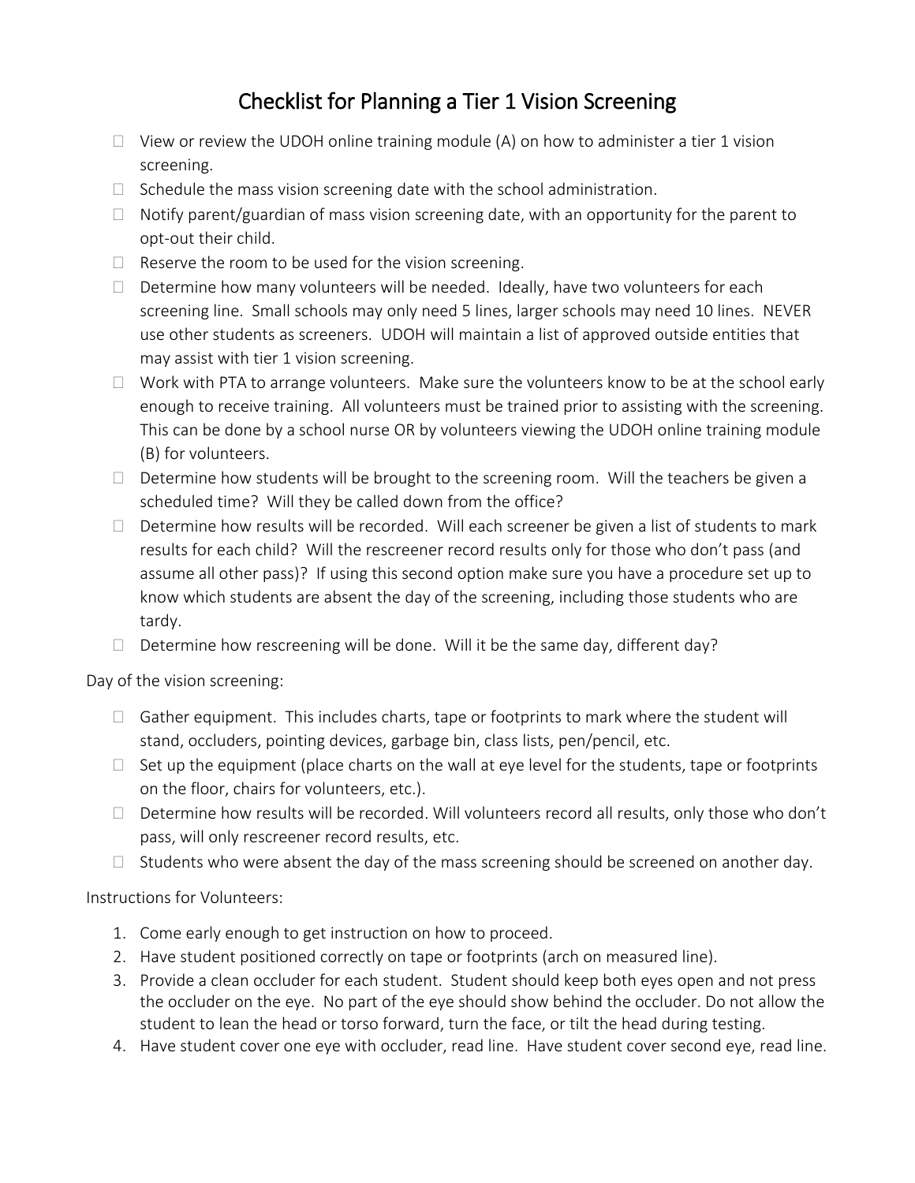# Checklist for Planning a Tier 1 Vision Screening

- [ ] View or review the UDOH online training module (A) on how to administer a tier 1 vision screening.
- [ ] Schedule the mass vision screening date with the school administration.
- [ ] Notify parent/guardian of mass vision screening date, with an opportunity for the parent to opt-out their child.
- [ ] Reserve the room to be used for the vision screening.
- [ ] Determine how many volunteers will be needed. Ideally, have two volunteers for each screening line. Small schools may only need 5 lines, larger schools may need 10 lines. NEVER use other students as screeners. UDOH will maintain a list of approved outside entities that may assist with tier 1 vision screening.
- [ ] Work with PTA to arrange volunteers. Make sure the volunteers know to be at the school early enough to receive training. All volunteers must be trained prior to assisting with the screening. This can be done by a school nurse OR by volunteers viewing the UDOH online training module (B) for volunteers.
- [ ] Determine how students will be brought to the screening room. Will the teachers be given a scheduled time? Will they be called down from the office?
- [ ] Determine how results will be recorded. Will each screener be given a list of students to mark results for each child? Will the rescreener record results only for those who don't pass (and assume all other pass)? If using this second option make sure you have a procedure set up to know which students are absent the day of the screening, including those students who are tardy.
- [ ] Determine how rescreening will be done. Will it be the same day, different day?

Day of the vision screening:

- [ ] Gather equipment. This includes charts, tape or footprints to mark where the student will stand, occluders, pointing devices, garbage bin, class lists, pen/pencil, etc.
- [ ] Set up the equipment (place charts on the wall at eye level for the students, tape or footprints on the floor, chairs for volunteers, etc.).
- [ ] Determine how results will be recorded. Will volunteers record all results, only those who don't pass, will only rescreener record results, etc.
- [ ] Students who were absent the day of the mass screening should be screened on another day.

Instructions for Volunteers:

1. Come early enough to get instruction on how to proceed.
2. Have student positioned correctly on tape or footprints (arch on measured line).
3. Provide a clean occluder for each student. Student should keep both eyes open and not press the occluder on the eye. No part of the eye should show behind the occluder. Do not allow the student to lean the head or torso forward, turn the face, or tilt the head during testing.
4. Have student cover one eye with occluder, read line. Have student cover second eye, read line.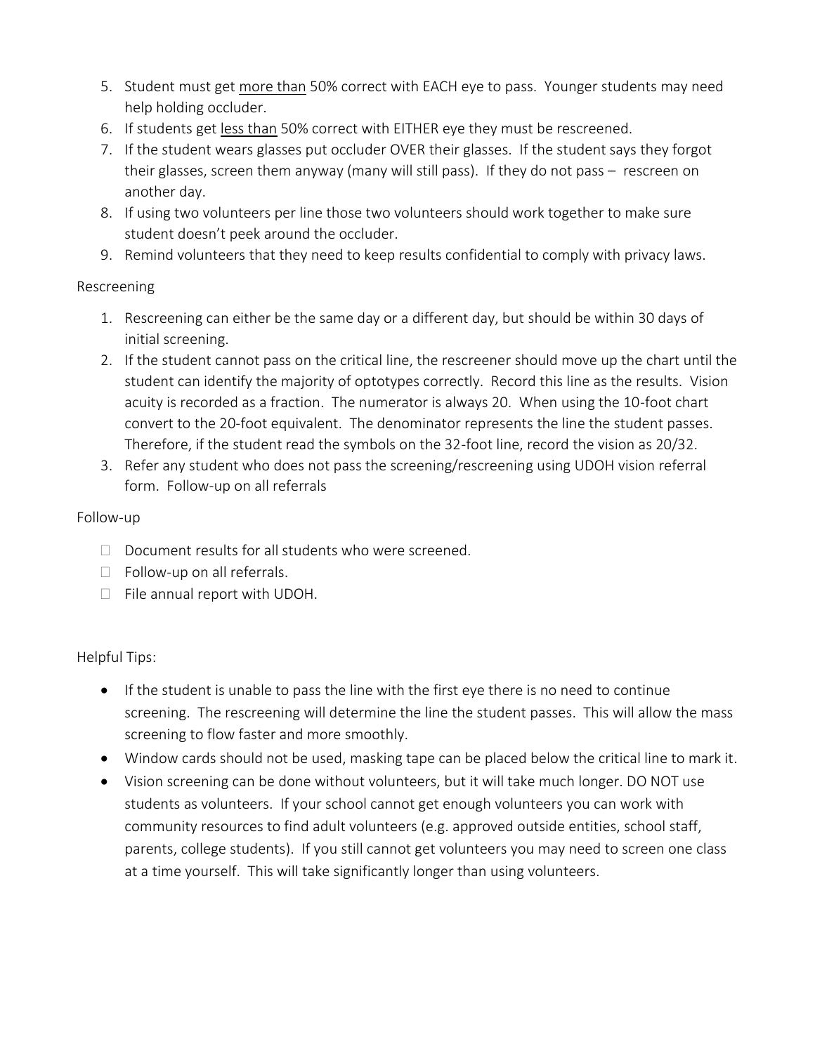5. Student must get <u>more than</u> 50% correct with EACH eye to pass. Younger students may need help holding occluder.
6. If students get <u>less than</u> 50% correct with EITHER eye they must be rescreened.
7. If the student wears glasses put occluder OVER their glasses. If the student says they forgot their glasses, screen them anyway (many will still pass). If they do not pass – rescreen on another day.
8. If using two volunteers per line those two volunteers should work together to make sure student doesn't peek around the occluder.
9. Remind volunteers that they need to keep results confidential to comply with privacy laws.

Rescreening

1. Rescreening can either be the same day or a different day, but should be within 30 days of initial screening.
2. If the student cannot pass on the critical line, the rescreener should move up the chart until the student can identify the majority of optotypes correctly. Record this line as the results. Vision acuity is recorded as a fraction. The numerator is always 20. When using the 10-foot chart convert to the 20-foot equivalent. The denominator represents the line the student passes. Therefore, if the student read the symbols on the 32-foot line, record the vision as 20/32.
3. Refer any student who does not pass the screening/rescreening using UDOH vision referral form. Follow-up on all referrals

Follow-up

- Document results for all students who were screened.
- Follow-up on all referrals.
- File annual report with UDOH.

Helpful Tips:

- If the student is unable to pass the line with the first eye there is no need to continue screening. The rescreening will determine the line the student passes. This will allow the mass screening to flow faster and more smoothly.
- Window cards should not be used, masking tape can be placed below the critical line to mark it.
- Vision screening can be done without volunteers, but it will take much longer. DO NOT use students as volunteers. If your school cannot get enough volunteers you can work with community resources to find adult volunteers (e.g. approved outside entities, school staff, parents, college students). If you still cannot get volunteers you may need to screen one class at a time yourself. This will take significantly longer than using volunteers.